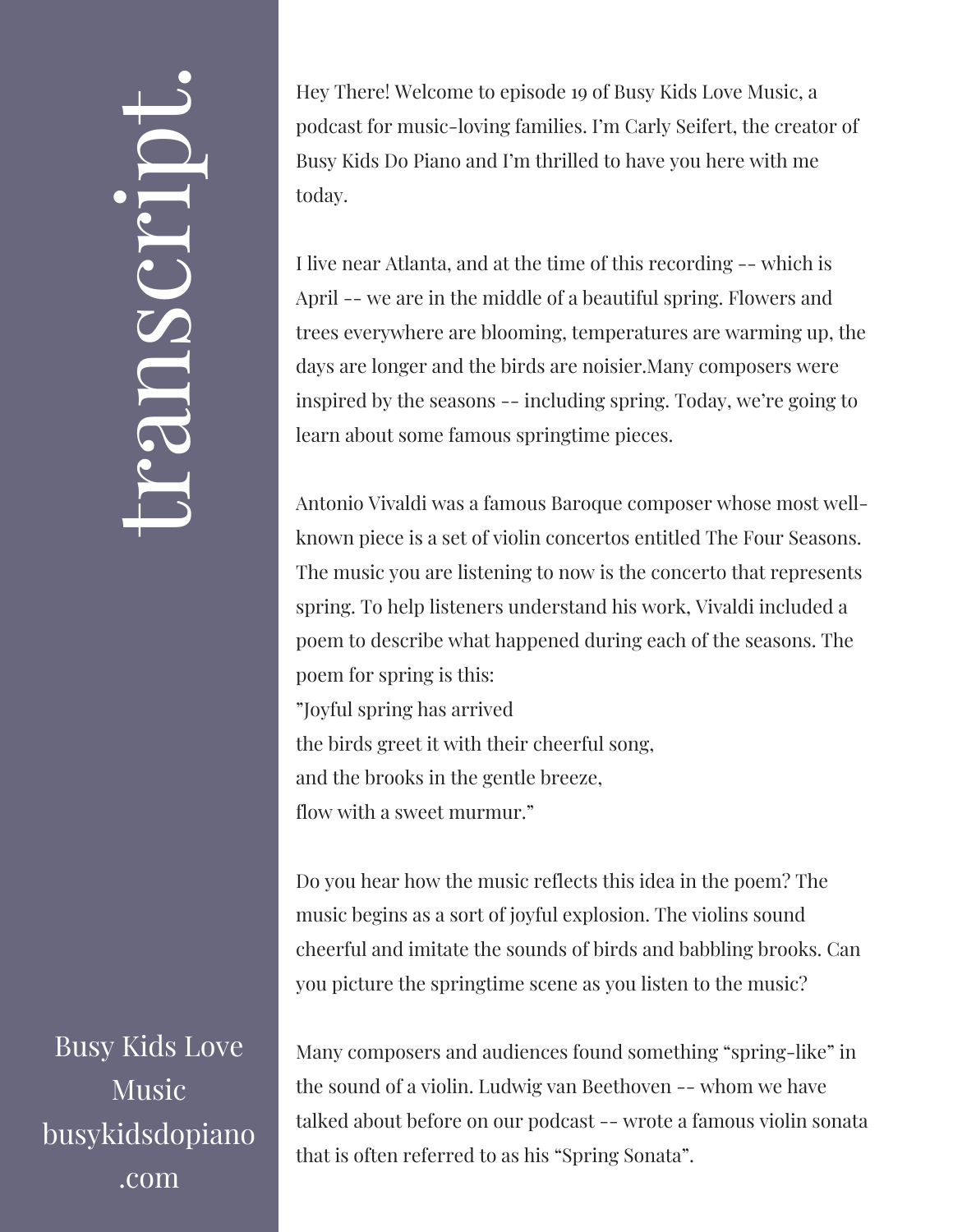# transcript.

Hey There! Welcome to episode 19 of Busy Kids Love Music, a podcast for music-loving families. I'm Carly Seifert, the creator of Busy Kids Do Piano and I'm thrilled to have you here with me today.

I live near Atlanta, and at the time of this recording -- which is April -- we are in the middle of a beautiful spring. Flowers and trees everywhere are blooming, temperatures are warming up, the days are longer and the birds are noisier.Many composers were inspired by the seasons -- including spring. Today, we're going to learn about some famous springtime pieces.

Antonio Vivaldi was a famous Baroque composer whose most well-known piece is a set of violin concertos entitled The Four Seasons. The music you are listening to now is the concerto that represents spring. To help listeners understand his work, Vivaldi included a poem to describe what happened during each of the seasons. The poem for spring is this:

"Joyful spring has arrived
the birds greet it with their cheerful song,
and the brooks in the gentle breeze,
flow with a sweet murmur."

Do you hear how the music reflects this idea in the poem? The music begins as a sort of joyful explosion. The violins sound cheerful and imitate the sounds of birds and babbling brooks. Can you picture the springtime scene as you listen to the music?

Many composers and audiences found something "spring-like" in the sound of a violin. Ludwig van Beethoven -- whom we have talked about before on our podcast -- wrote a famous violin sonata that is often referred to as his "Spring Sonata".

Busy Kids Love Music
busykidsdopiano.com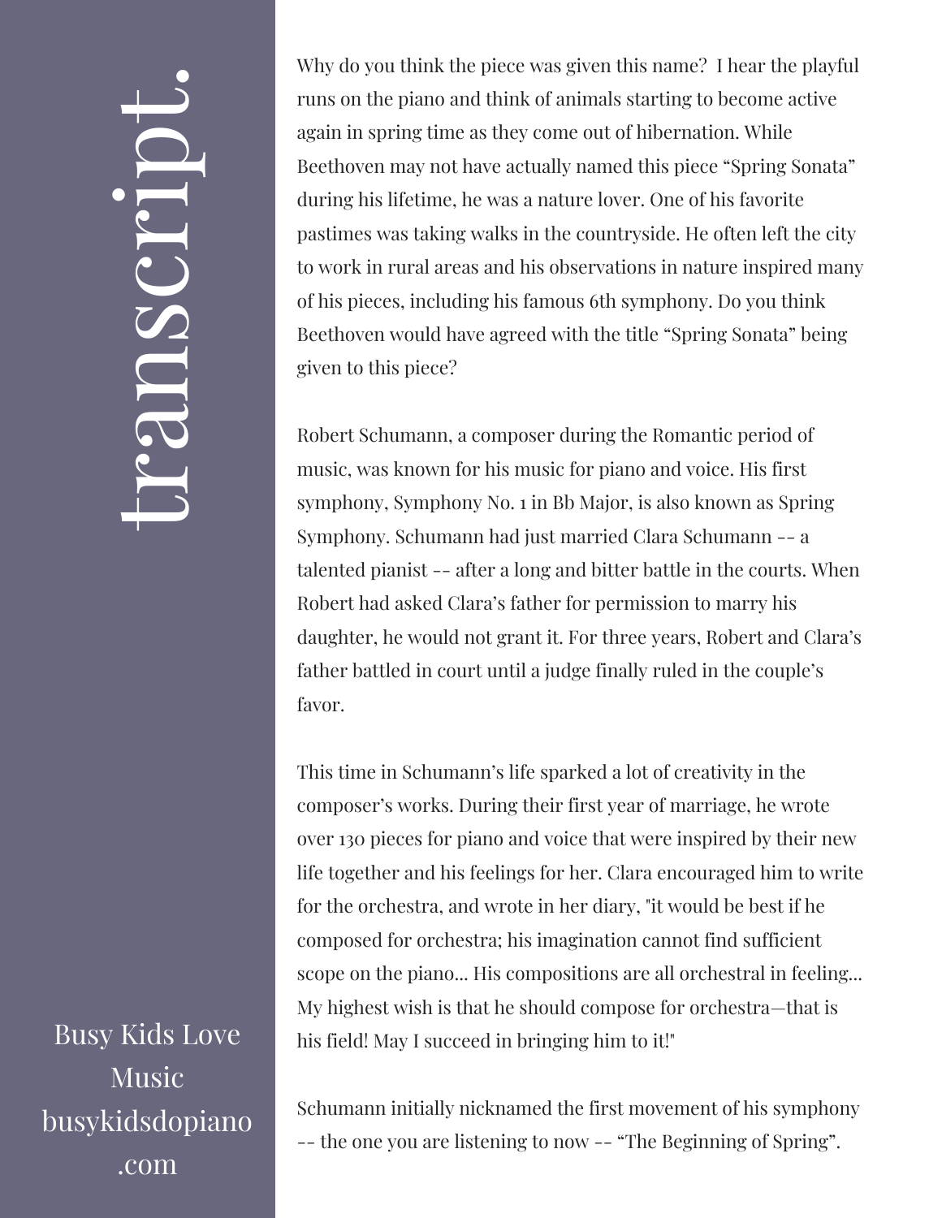# transcript.

Why do you think the piece was given this name? I hear the playful runs on the piano and think of animals starting to become active again in spring time as they come out of hibernation. While Beethoven may not have actually named this piece "Spring Sonata" during his lifetime, he was a nature lover. One of his favorite pastimes was taking walks in the countryside. He often left the city to work in rural areas and his observations in nature inspired many of his pieces, including his famous 6th symphony. Do you think Beethoven would have agreed with the title "Spring Sonata" being given to this piece?

Robert Schumann, a composer during the Romantic period of music, was known for his music for piano and voice. His first symphony, Symphony No. 1 in Bb Major, is also known as Spring Symphony. Schumann had just married Clara Schumann -- a talented pianist -- after a long and bitter battle in the courts. When Robert had asked Clara's father for permission to marry his daughter, he would not grant it. For three years, Robert and Clara's father battled in court until a judge finally ruled in the couple's favor.

This time in Schumann's life sparked a lot of creativity in the composer's works. During their first year of marriage, he wrote over 130 pieces for piano and voice that were inspired by their new life together and his feelings for her. Clara encouraged him to write for the orchestra, and wrote in her diary, "it would be best if he composed for orchestra; his imagination cannot find sufficient scope on the piano... His compositions are all orchestral in feeling... My highest wish is that he should compose for orchestra—that is his field! May I succeed in bringing him to it!"

Schumann initially nicknamed the first movement of his symphony -- the one you are listening to now -- "The Beginning of Spring".

Busy Kids Love Music
busykidsdopiano.com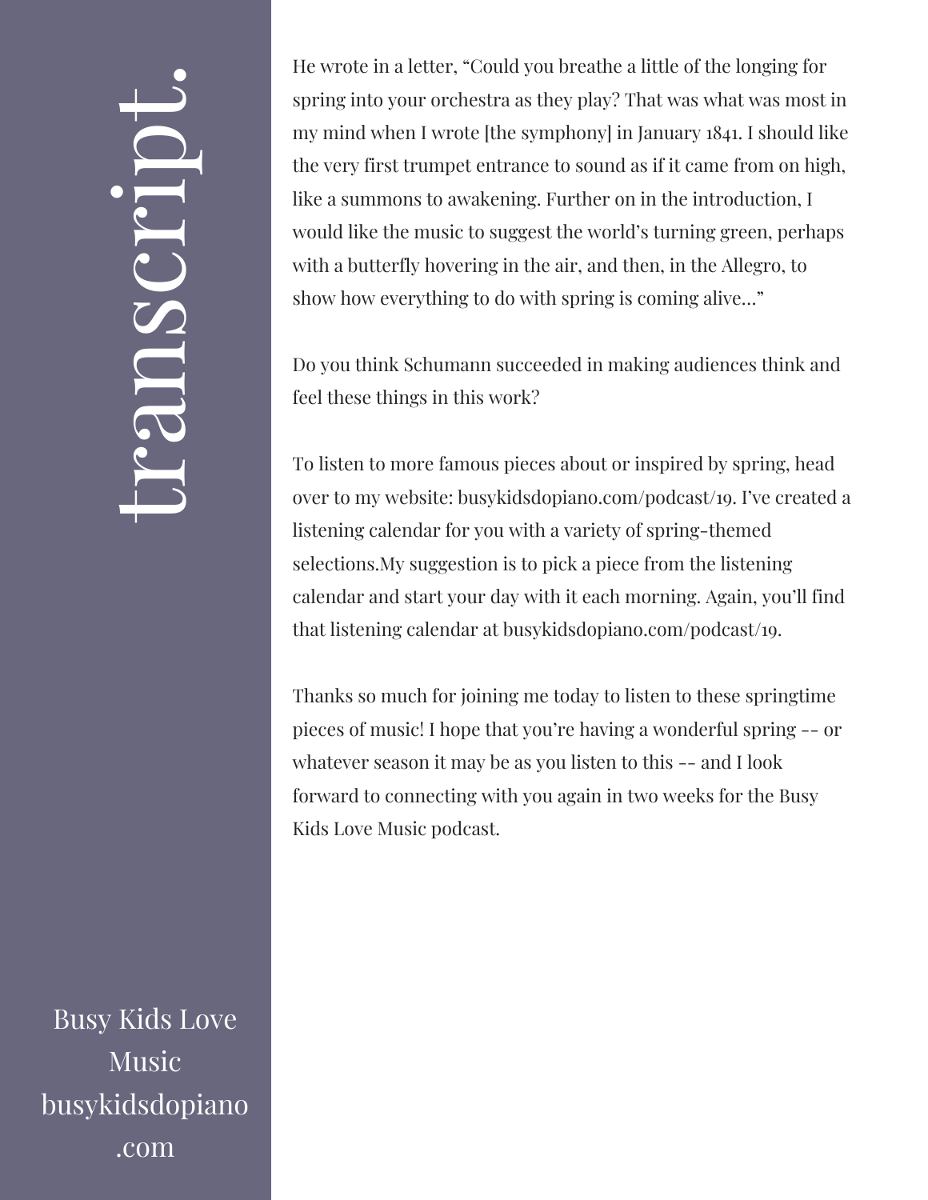He wrote in a letter, "Could you breathe a little of the longing for spring into your orchestra as they play? That was what was most in my mind when I wrote [the symphony] in January 1841. I should like the very first trumpet entrance to sound as if it came from on high, like a summons to awakening. Further on in the introduction, I would like the music to suggest the world's turning green, perhaps with a butterfly hovering in the air, and then, in the Allegro, to show how everything to do with spring is coming alive…"

Do you think Schumann succeeded in making audiences think and feel these things in this work?

To listen to more famous pieces about or inspired by spring, head over to my website: busykidsdopiano.com/podcast/19. I've created a listening calendar for you with a variety of spring-themed selections.My suggestion is to pick a piece from the listening calendar and start your day with it each morning. Again, you'll find that listening calendar at busykidsdopiano.com/podcast/19.

Thanks so much for joining me today to listen to these springtime pieces of music! I hope that you're having a wonderful spring -- or whatever season it may be as you listen to this -- and I look forward to connecting with you again in two weeks for the Busy Kids Love Music podcast.